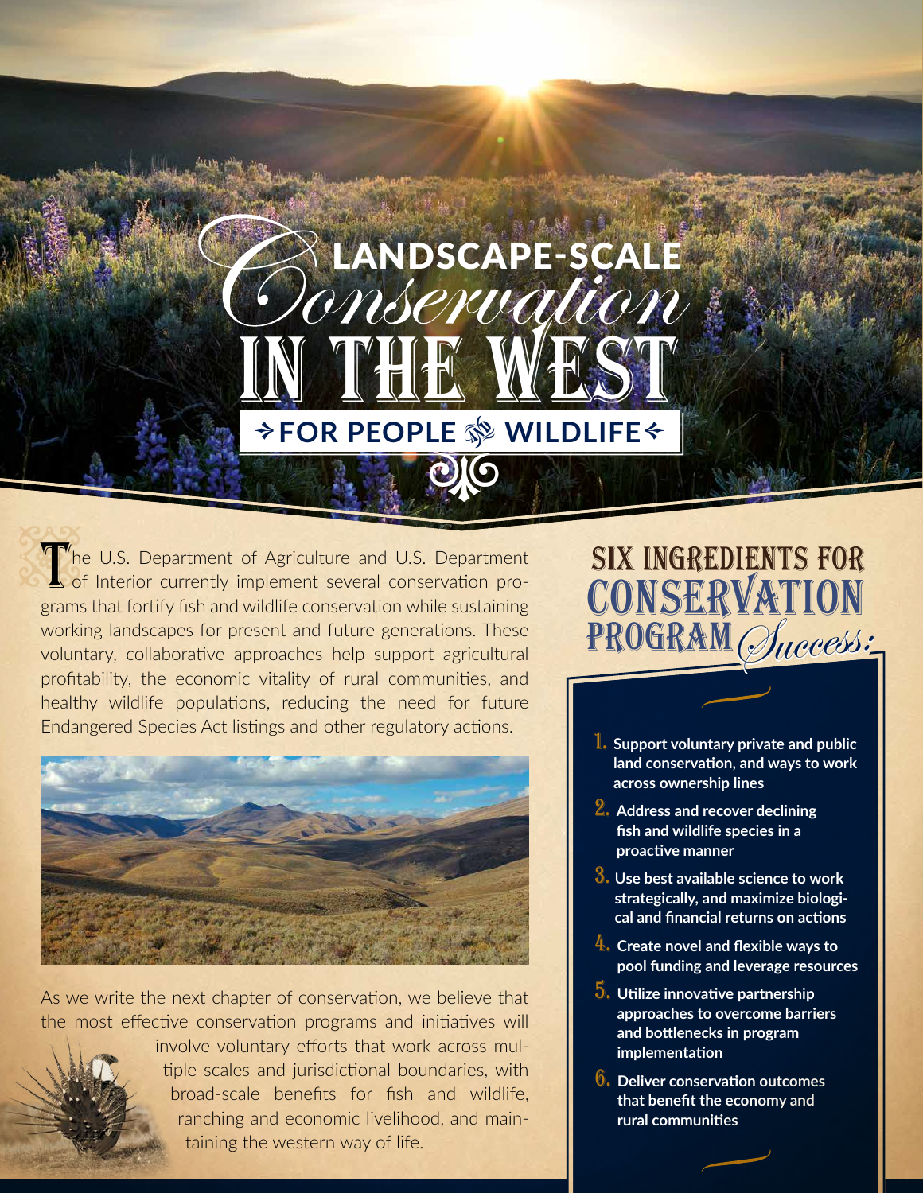# Landscape-Scale Conservation in the West

## For People & Wildlife

The U.S. Department of Agriculture and U.S. Department of Interior currently implement several conservation programs that fortify fish and wildlife conservation while sustaining working landscapes for present and future generations. These voluntary, collaborative approaches help support agricultural profitability, the economic vitality of rural communities, and healthy wildlife populations, reducing the need for future Endangered Species Act listings and other regulatory actions.

As we write the next chapter of conservation, we believe that the most effective conservation programs and initiatives will involve voluntary efforts that work across multiple scales and jurisdictional boundaries, with broad-scale benefits for fish and wildlife, ranching and economic livelihood, and maintaining the western way of life.

## Six Ingredients for Conservation Program Success:

1. **Support voluntary private and public land conservation, and ways to work across ownership lines**
2. **Address and recover declining fish and wildlife species in a proactive manner**
3. **Use best available science to work strategically, and maximize biological and financial returns on actions**
4. **Create novel and flexible ways to pool funding and leverage resources**
5. **Utilize innovative partnership approaches to overcome barriers and bottlenecks in program implementation**
6. **Deliver conservation outcomes that benefit the economy and rural communities**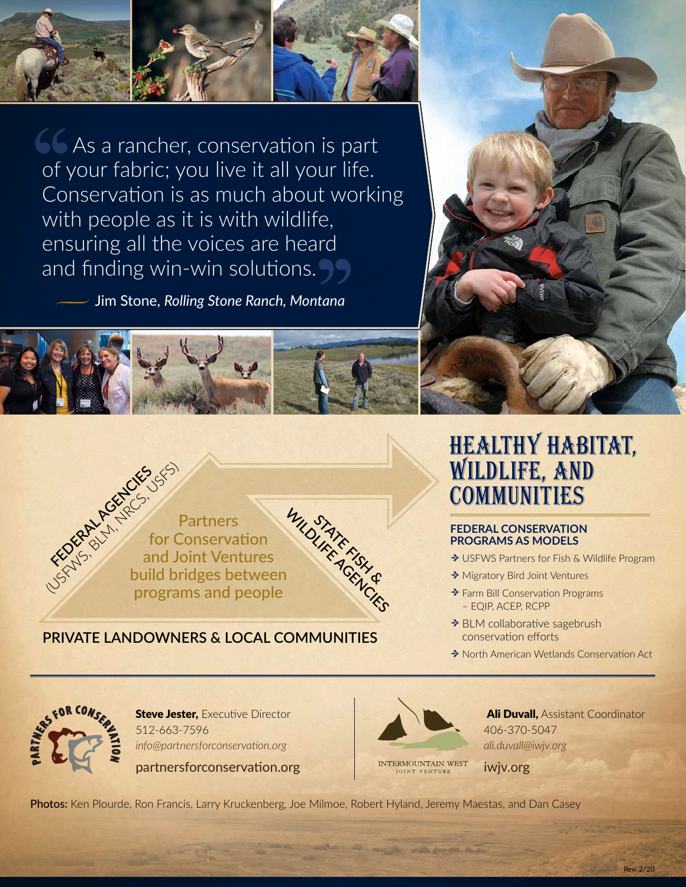> As a rancher, conservation is part of your fabric; you live it all your life. Conservation is as much about working with people as it is with wildlife, ensuring all the voices are heard and finding win-win solutions.
>
> — Jim Stone, *Rolling Stone Ranch, Montana*

**FEDERAL AGENCIES** (USFWS, BLM, NRCS, USFS)

**Partners for Conservation and Joint Ventures build bridges between programs and people**

**STATE FISH & WILDLIFE AGENCIES**

**PRIVATE LANDOWNERS & LOCAL COMMUNITIES**

# HEALTHY HABITAT, WILDLIFE, AND COMMUNITIES

### FEDERAL CONSERVATION PROGRAMS AS MODELS

- USFWS Partners for Fish & Wildlife Program
- Migratory Bird Joint Ventures
- Farm Bill Conservation Programs – EQIP, ACEP, RCPP
- BLM collaborative sagebrush conservation efforts
- North American Wetlands Conservation Act

PARTNERS FOR CONSERVATION

**Steve Jester,** Executive Director
512-663-7596
*info@partnersforconservation.org*
partnersforconservation.org

INTERMOUNTAIN WEST JOINT VENTURE

**Ali Duvall,** Assistant Coordinator
406-370-5047
*ali.duvall@iwjv.org*
iwjv.org

**Photos:** Ken Plourde, Ron Francis, Larry Kruckenberg, Joe Milmoe, Robert Hyland, Jeremy Maestas, and Dan Casey

Rev. 2/20